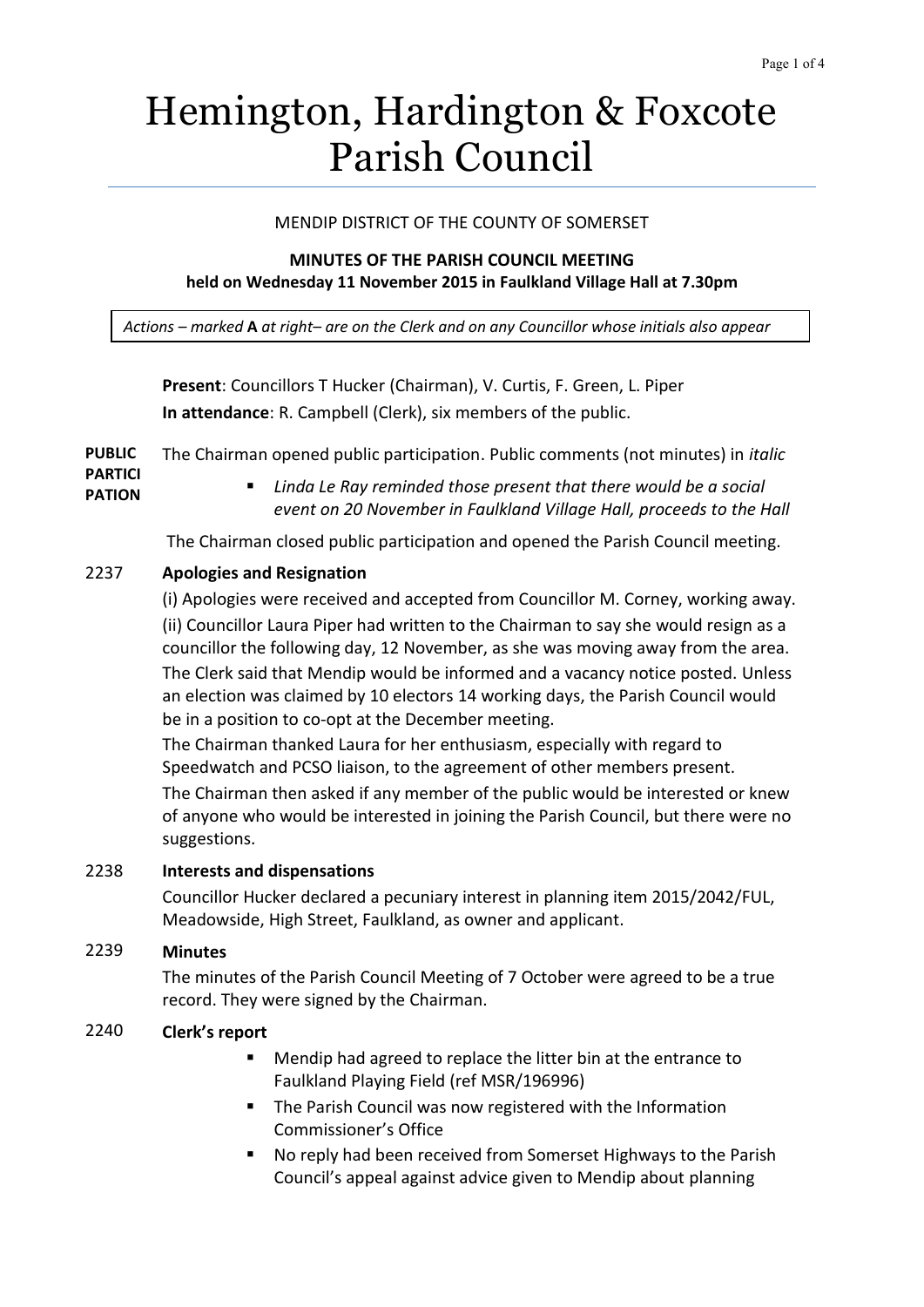# Hemington, Hardington & Foxcote Parish Council

MENDIP DISTRICT OF THE COUNTY OF SOMERSET

**MINUTES OF THE PARISH COUNCIL MEETING**
**held on Wednesday 11 November 2015 in Faulkland Village Hall at 7.30pm**

*Actions – marked* **A** *at right– are on the Clerk and on any Councillor whose initials also appear*

**Present**: Councillors T Hucker (Chairman), V. Curtis, F. Green, L. Piper
**In attendance**: R. Campbell (Clerk), six members of the public.

**PUBLIC PARTICIPATION**

The Chairman opened public participation. Public comments (not minutes) in *italic*

- *Linda Le Ray reminded those present that there would be a social event on 20 November in Faulkland Village Hall, proceeds to the Hall*

The Chairman closed public participation and opened the Parish Council meeting.

**2237 Apologies and Resignation**

(i) Apologies were received and accepted from Councillor M. Corney, working away.

(ii) Councillor Laura Piper had written to the Chairman to say she would resign as a councillor the following day, 12 November, as she was moving away from the area. The Clerk said that Mendip would be informed and a vacancy notice posted. Unless an election was claimed by 10 electors 14 working days, the Parish Council would be in a position to co-opt at the December meeting.

The Chairman thanked Laura for her enthusiasm, especially with regard to Speedwatch and PCSO liaison, to the agreement of other members present.

The Chairman then asked if any member of the public would be interested or knew of anyone who would be interested in joining the Parish Council, but there were no suggestions.

**2238 Interests and dispensations**

Councillor Hucker declared a pecuniary interest in planning item 2015/2042/FUL, Meadowside, High Street, Faulkland, as owner and applicant.

**2239 Minutes**

The minutes of the Parish Council Meeting of 7 October were agreed to be a true record. They were signed by the Chairman.

**2240 Clerk's report**

- Mendip had agreed to replace the litter bin at the entrance to Faulkland Playing Field (ref MSR/196996)
- The Parish Council was now registered with the Information Commissioner's Office
- No reply had been received from Somerset Highways to the Parish Council's appeal against advice given to Mendip about planning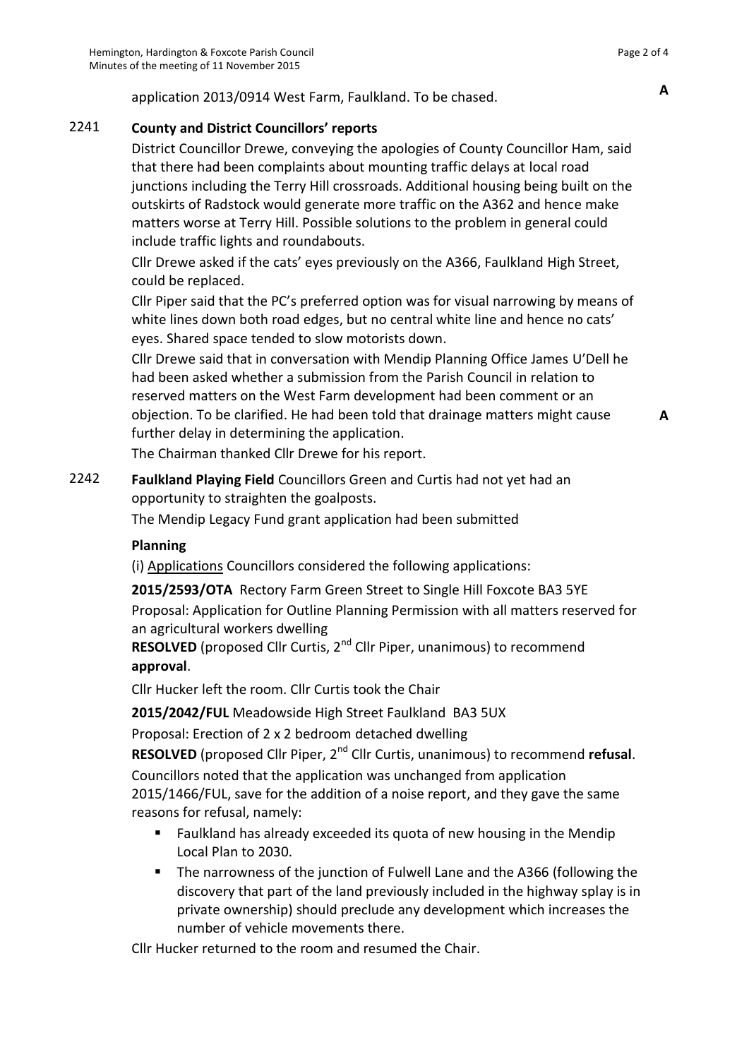application 2013/0914 West Farm, Faulkland. To be chased. **A**

2241 **County and District Councillors' reports**

District Councillor Drewe, conveying the apologies of County Councillor Ham, said that there had been complaints about mounting traffic delays at local road junctions including the Terry Hill crossroads. Additional housing being built on the outskirts of Radstock would generate more traffic on the A362 and hence make matters worse at Terry Hill. Possible solutions to the problem in general could include traffic lights and roundabouts.

Cllr Drewe asked if the cats' eyes previously on the A366, Faulkland High Street, could be replaced.

Cllr Piper said that the PC's preferred option was for visual narrowing by means of white lines down both road edges, but no central white line and hence no cats' eyes. Shared space tended to slow motorists down.

Cllr Drewe said that in conversation with Mendip Planning Office James U'Dell he had been asked whether a submission from the Parish Council in relation to reserved matters on the West Farm development had been comment or an objection. To be clarified. He had been told that drainage matters might cause further delay in determining the application. **A**

The Chairman thanked Cllr Drewe for his report.

2242 **Faulkland Playing Field** Councillors Green and Curtis had not yet had an opportunity to straighten the goalposts.

The Mendip Legacy Fund grant application had been submitted

**Planning**

(i) Applications Councillors considered the following applications:

**2015/2593/OTA** Rectory Farm Green Street to Single Hill Foxcote BA3 5YE

Proposal: Application for Outline Planning Permission with all matters reserved for an agricultural workers dwelling

**RESOLVED** (proposed Cllr Curtis, 2nd Cllr Piper, unanimous) to recommend **approval**.

Cllr Hucker left the room. Cllr Curtis took the Chair

**2015/2042/FUL** Meadowside High Street Faulkland BA3 5UX

Proposal: Erection of 2 x 2 bedroom detached dwelling

**RESOLVED** (proposed Cllr Piper, 2nd Cllr Curtis, unanimous) to recommend **refusal**.

Councillors noted that the application was unchanged from application 2015/1466/FUL, save for the addition of a noise report, and they gave the same reasons for refusal, namely:

- Faulkland has already exceeded its quota of new housing in the Mendip Local Plan to 2030.
- The narrowness of the junction of Fulwell Lane and the A366 (following the discovery that part of the land previously included in the highway splay is in private ownership) should preclude any development which increases the number of vehicle movements there.

Cllr Hucker returned to the room and resumed the Chair.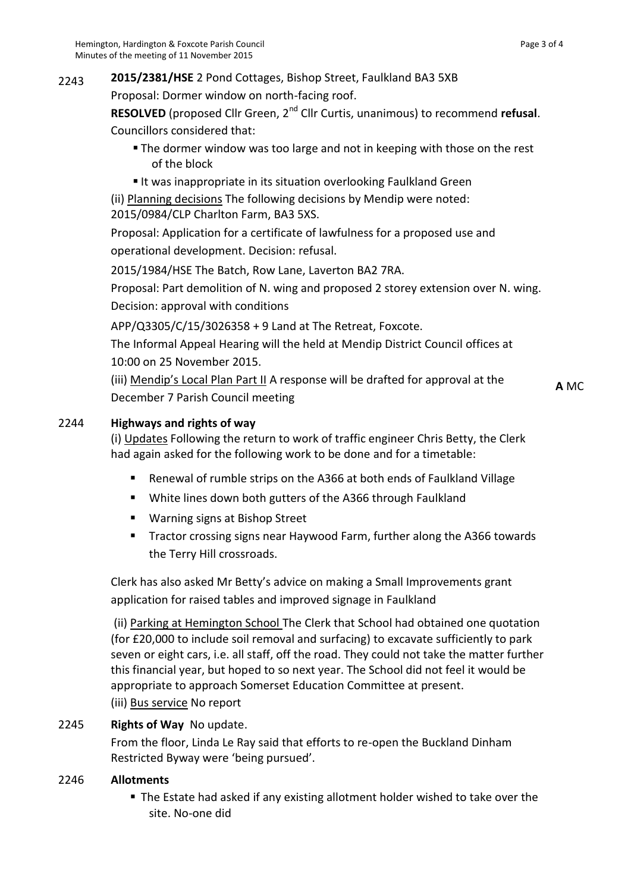2243 **2015/2381/HSE** 2 Pond Cottages, Bishop Street, Faulkland BA3 5XB

Proposal: Dormer window on north-facing roof.

**RESOLVED** (proposed Cllr Green, 2nd Cllr Curtis, unanimous) to recommend **refusal**. Councillors considered that:

- The dormer window was too large and not in keeping with those on the rest of the block
- It was inappropriate in its situation overlooking Faulkland Green

(ii) Planning decisions The following decisions by Mendip were noted:
2015/0984/CLP Charlton Farm, BA3 5XS.

Proposal: Application for a certificate of lawfulness for a proposed use and operational development. Decision: refusal.

2015/1984/HSE The Batch, Row Lane, Laverton BA2 7RA.

Proposal: Part demolition of N. wing and proposed 2 storey extension over N. wing. Decision: approval with conditions

APP/Q3305/C/15/3026358 + 9 Land at The Retreat, Foxcote.

The Informal Appeal Hearing will the held at Mendip District Council offices at 10:00 on 25 November 2015.

(iii) Mendip's Local Plan Part II A response will be drafted for approval at the December 7 Parish Council meeting **A** MC

## 2244 Highways and rights of way

(i) Updates Following the return to work of traffic engineer Chris Betty, the Clerk had again asked for the following work to be done and for a timetable:

- Renewal of rumble strips on the A366 at both ends of Faulkland Village
- White lines down both gutters of the A366 through Faulkland
- Warning signs at Bishop Street
- Tractor crossing signs near Haywood Farm, further along the A366 towards the Terry Hill crossroads.

Clerk has also asked Mr Betty's advice on making a Small Improvements grant application for raised tables and improved signage in Faulkland

(ii) Parking at Hemington School The Clerk that School had obtained one quotation (for £20,000 to include soil removal and surfacing) to excavate sufficiently to park seven or eight cars, i.e. all staff, off the road. They could not take the matter further this financial year, but hoped to so next year. The School did not feel it would be appropriate to approach Somerset Education Committee at present.

(iii) Bus service No report

## 2245 Rights of Way

No update.

From the floor, Linda Le Ray said that efforts to re-open the Buckland Dinham Restricted Byway were 'being pursued'.

## 2246 Allotments

- The Estate had asked if any existing allotment holder wished to take over the site. No-one did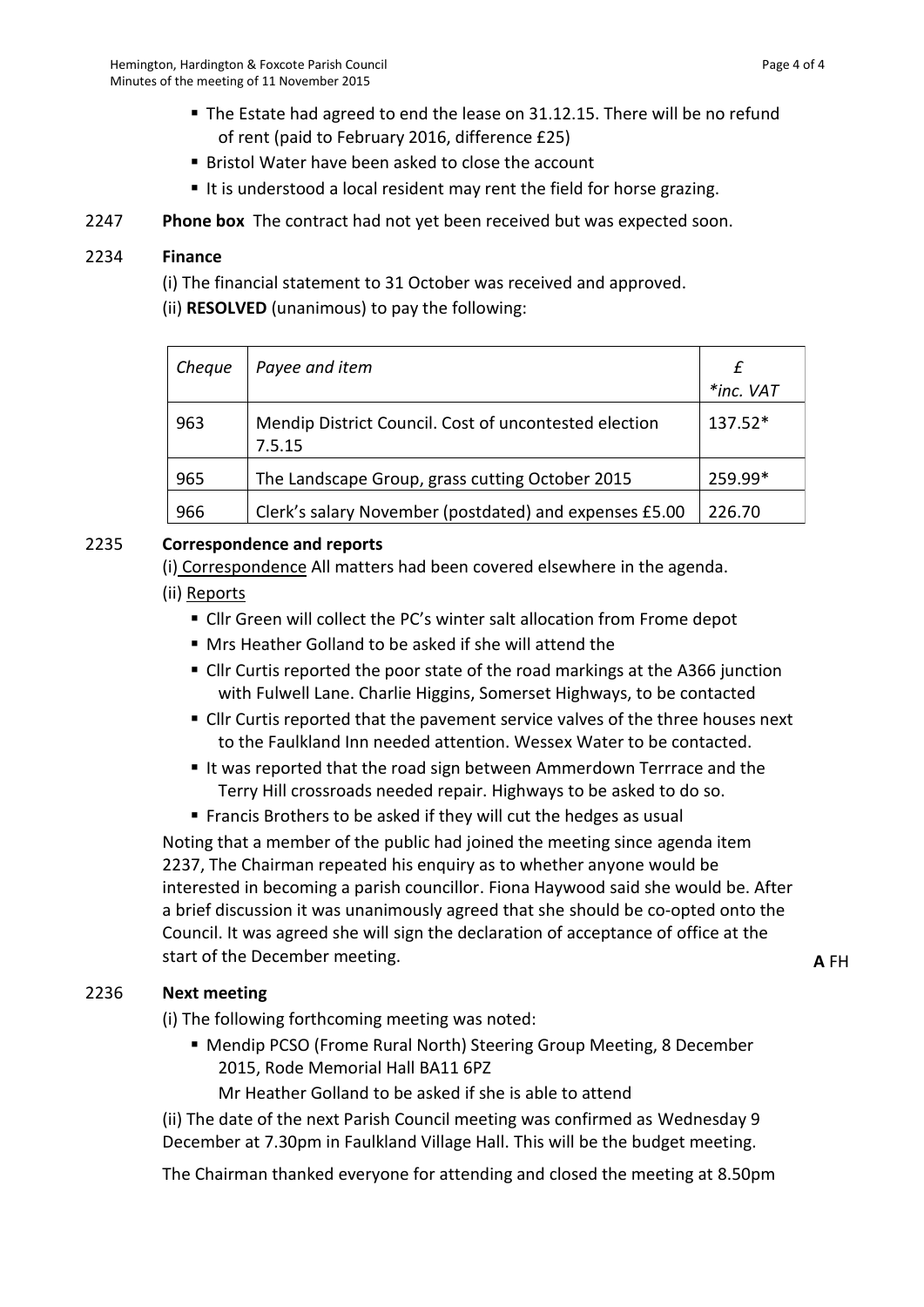- The Estate had agreed to end the lease on 31.12.15. There will be no refund of rent (paid to February 2016, difference £25)
- Bristol Water have been asked to close the account
- It is understood a local resident may rent the field for horse grazing.

2247 **Phone box** The contract had not yet been received but was expected soon.

2234 **Finance**

(i) The financial statement to 31 October was received and approved.

(ii) **RESOLVED** (unanimous) to pay the following:

| *Cheque* | *Payee and item* | £ *\*inc. VAT* |
|---|---|---|
| 963 | Mendip District Council. Cost of uncontested election 7.5.15 | 137.52* |
| 965 | The Landscape Group, grass cutting October 2015 | 259.99* |
| 966 | Clerk's salary November (postdated) and expenses £5.00 | 226.70 |

2235 **Correspondence and reports**

(i) Correspondence All matters had been covered elsewhere in the agenda.

(ii) Reports

- Cllr Green will collect the PC's winter salt allocation from Frome depot
- Mrs Heather Golland to be asked if she will attend the
- Cllr Curtis reported the poor state of the road markings at the A366 junction with Fulwell Lane. Charlie Higgins, Somerset Highways, to be contacted
- Cllr Curtis reported that the pavement service valves of the three houses next to the Faulkland Inn needed attention. Wessex Water to be contacted.
- It was reported that the road sign between Ammerdown Terrrace and the Terry Hill crossroads needed repair. Highways to be asked to do so.
- Francis Brothers to be asked if they will cut the hedges as usual

Noting that a member of the public had joined the meeting since agenda item 2237, The Chairman repeated his enquiry as to whether anyone would be interested in becoming a parish councillor. Fiona Haywood said she would be. After a brief discussion it was unanimously agreed that she should be co-opted onto the Council. It was agreed she will sign the declaration of acceptance of office at the start of the December meeting. **A** FH

2236 **Next meeting**

(i) The following forthcoming meeting was noted:

- Mendip PCSO (Frome Rural North) Steering Group Meeting, 8 December 2015, Rode Memorial Hall BA11 6PZ

  Mr Heather Golland to be asked if she is able to attend

(ii) The date of the next Parish Council meeting was confirmed as Wednesday 9 December at 7.30pm in Faulkland Village Hall. This will be the budget meeting.

The Chairman thanked everyone for attending and closed the meeting at 8.50pm